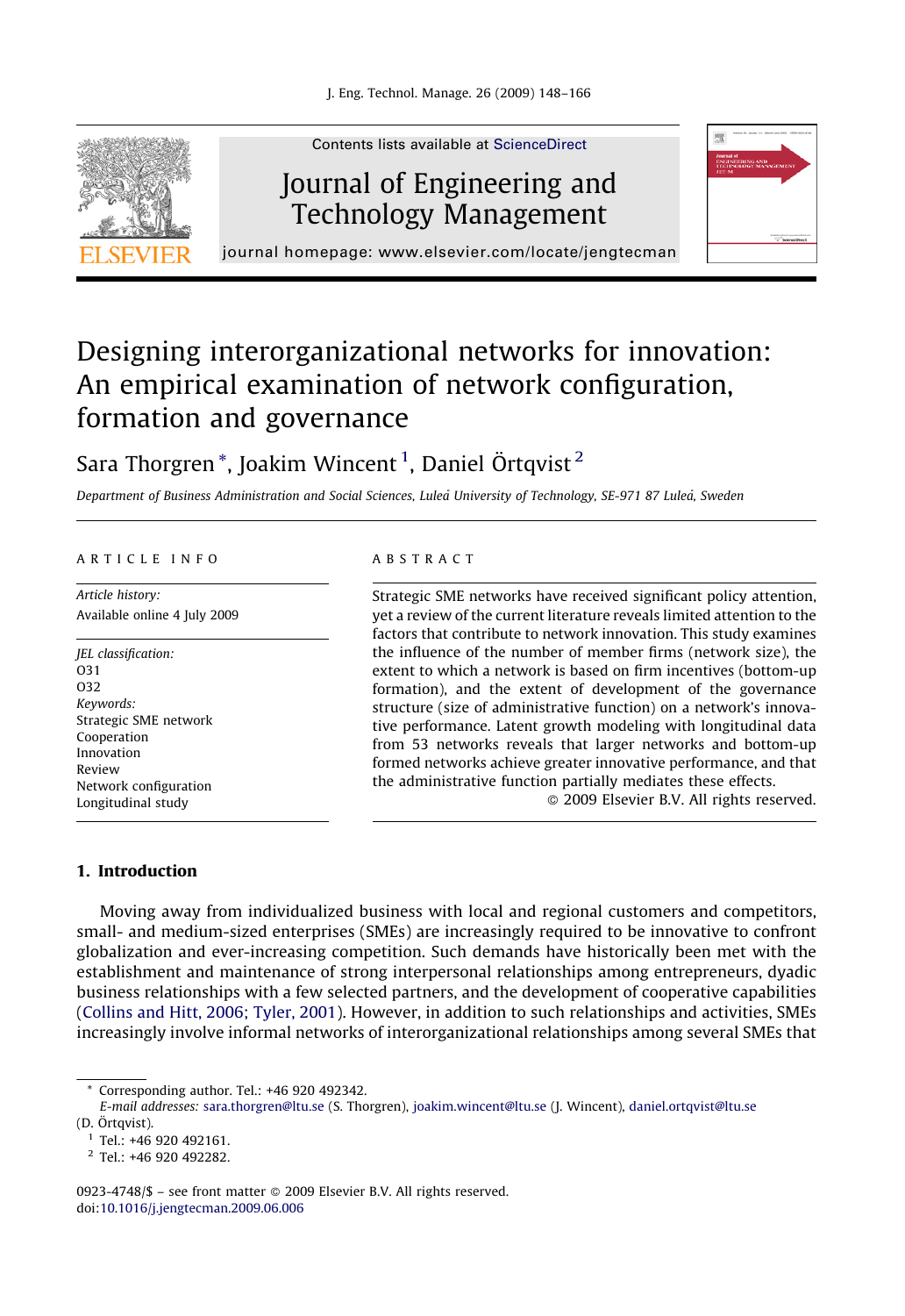# Designing interorganizational networks for innovation: An empirical examination of network configuration, formation and governance

Sara Thorgren *, Joakim Wincent [1], Daniel Örtqvist [2]

*Department of Business Administration and Social Sciences, Luleå University of Technology, SE-971 87 Luleå, Sweden*

ARTICLE INFO

*Article history:*
Available online 4 July 2009

*JEL classification:*
O31
O32

*Keywords:*
Strategic SME network
Cooperation
Innovation
Review
Network configuration
Longitudinal study

ABSTRACT

Strategic SME networks have received significant policy attention, yet a review of the current literature reveals limited attention to the factors that contribute to network innovation. This study examines the influence of the number of member firms (network size), the extent to which a network is based on firm incentives (bottom-up formation), and the extent of development of the governance structure (size of administrative function) on a network's innovative performance. Latent growth modeling with longitudinal data from 53 networks reveals that larger networks and bottom-up formed networks achieve greater innovative performance, and that the administrative function partially mediates these effects.

© 2009 Elsevier B.V. All rights reserved.

## 1. Introduction

Moving away from individualized business with local and regional customers and competitors, small- and medium-sized enterprises (SMEs) are increasingly required to be innovative to confront globalization and ever-increasing competition. Such demands have historically been met with the establishment and maintenance of strong interpersonal relationships among entrepreneurs, dyadic business relationships with a few selected partners, and the development of cooperative capabilities (Collins and Hitt, 2006; Tyler, 2001). However, in addition to such relationships and activities, SMEs increasingly involve informal networks of interorganizational relationships among several SMEs that

---

* Corresponding author. Tel.: +46 920 492342.
*E-mail addresses:* sara.thorgren@ltu.se (S. Thorgren), joakim.wincent@ltu.se (J. Wincent), daniel.ortqvist@ltu.se (D. Örtqvist).

[1] Tel.: +46 920 492161.

[2] Tel.: +46 920 492282.

0923-4748/$ – see front matter © 2009 Elsevier B.V. All rights reserved.
doi:10.1016/j.jengtecman.2009.06.006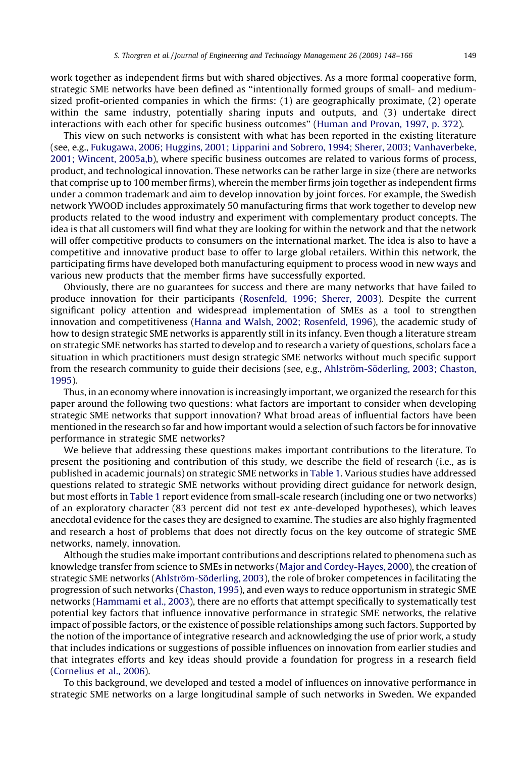work together as independent firms but with shared objectives. As a more formal cooperative form, strategic SME networks have been defined as ''intentionally formed groups of small- and medium-sized profit-oriented companies in which the firms: (1) are geographically proximate, (2) operate within the same industry, potentially sharing inputs and outputs, and (3) undertake direct interactions with each other for specific business outcomes'' (Human and Provan, 1997, p. 372).

This view on such networks is consistent with what has been reported in the existing literature (see, e.g., Fukugawa, 2006; Huggins, 2001; Lipparini and Sobrero, 1994; Sherer, 2003; Vanhaverbeke, 2001; Wincent, 2005a,b), where specific business outcomes are related to various forms of process, product, and technological innovation. These networks can be rather large in size (there are networks that comprise up to 100 member firms), wherein the member firms join together as independent firms under a common trademark and aim to develop innovation by joint forces. For example, the Swedish network YWOOD includes approximately 50 manufacturing firms that work together to develop new products related to the wood industry and experiment with complementary product concepts. The idea is that all customers will find what they are looking for within the network and that the network will offer competitive products to consumers on the international market. The idea is also to have a competitive and innovative product base to offer to large global retailers. Within this network, the participating firms have developed both manufacturing equipment to process wood in new ways and various new products that the member firms have successfully exported.

Obviously, there are no guarantees for success and there are many networks that have failed to produce innovation for their participants (Rosenfeld, 1996; Sherer, 2003). Despite the current significant policy attention and widespread implementation of SMEs as a tool to strengthen innovation and competitiveness (Hanna and Walsh, 2002; Rosenfeld, 1996), the academic study of how to design strategic SME networks is apparently still in its infancy. Even though a literature stream on strategic SME networks has started to develop and to research a variety of questions, scholars face a situation in which practitioners must design strategic SME networks without much specific support from the research community to guide their decisions (see, e.g., Ahlström-Söderling, 2003; Chaston, 1995).

Thus, in an economy where innovation is increasingly important, we organized the research for this paper around the following two questions: what factors are important to consider when developing strategic SME networks that support innovation? What broad areas of influential factors have been mentioned in the research so far and how important would a selection of such factors be for innovative performance in strategic SME networks?

We believe that addressing these questions makes important contributions to the literature. To present the positioning and contribution of this study, we describe the field of research (i.e., as is published in academic journals) on strategic SME networks in Table 1. Various studies have addressed questions related to strategic SME networks without providing direct guidance for network design, but most efforts in Table 1 report evidence from small-scale research (including one or two networks) of an exploratory character (83 percent did not test ex ante-developed hypotheses), which leaves anecdotal evidence for the cases they are designed to examine. The studies are also highly fragmented and research a host of problems that does not directly focus on the key outcome of strategic SME networks, namely, innovation.

Although the studies make important contributions and descriptions related to phenomena such as knowledge transfer from science to SMEs in networks (Major and Cordey-Hayes, 2000), the creation of strategic SME networks (Ahlström-Söderling, 2003), the role of broker competences in facilitating the progression of such networks (Chaston, 1995), and even ways to reduce opportunism in strategic SME networks (Hammami et al., 2003), there are no efforts that attempt specifically to systematically test potential key factors that influence innovative performance in strategic SME networks, the relative impact of possible factors, or the existence of possible relationships among such factors. Supported by the notion of the importance of integrative research and acknowledging the use of prior work, a study that includes indications or suggestions of possible influences on innovation from earlier studies and that integrates efforts and key ideas should provide a foundation for progress in a research field (Cornelius et al., 2006).

To this background, we developed and tested a model of influences on innovative performance in strategic SME networks on a large longitudinal sample of such networks in Sweden. We expanded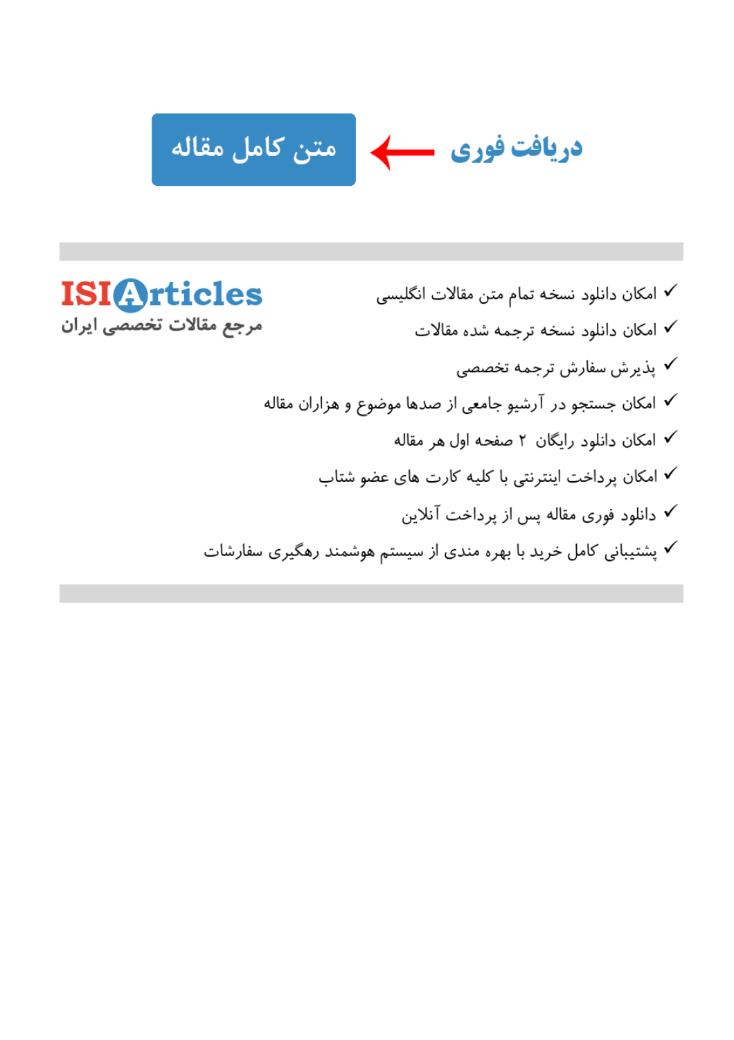دریافت فوری ← متن کامل مقاله

**ISIArticles**
مرجع مقالات تخصصی ایران

- ✓ امکان دانلود نسخه تمام متن مقالات انگلیسی
- ✓ امکان دانلود نسخه ترجمه شده مقالات
- ✓ پذیرش سفارش ترجمه تخصصی
- ✓ امکان جستجو در آرشیو جامعی از صدها موضوع و هزاران مقاله
- ✓ امکان دانلود رایگان ۲ صفحه اول هر مقاله
- ✓ امکان پرداخت اینترنتی با کلیه کارت های عضو شتاب
- ✓ دانلود فوری مقاله پس از پرداخت آنلاین
- ✓ پشتیبانی کامل خرید با بهره مندی از سیستم هوشمند رهگیری سفارشات